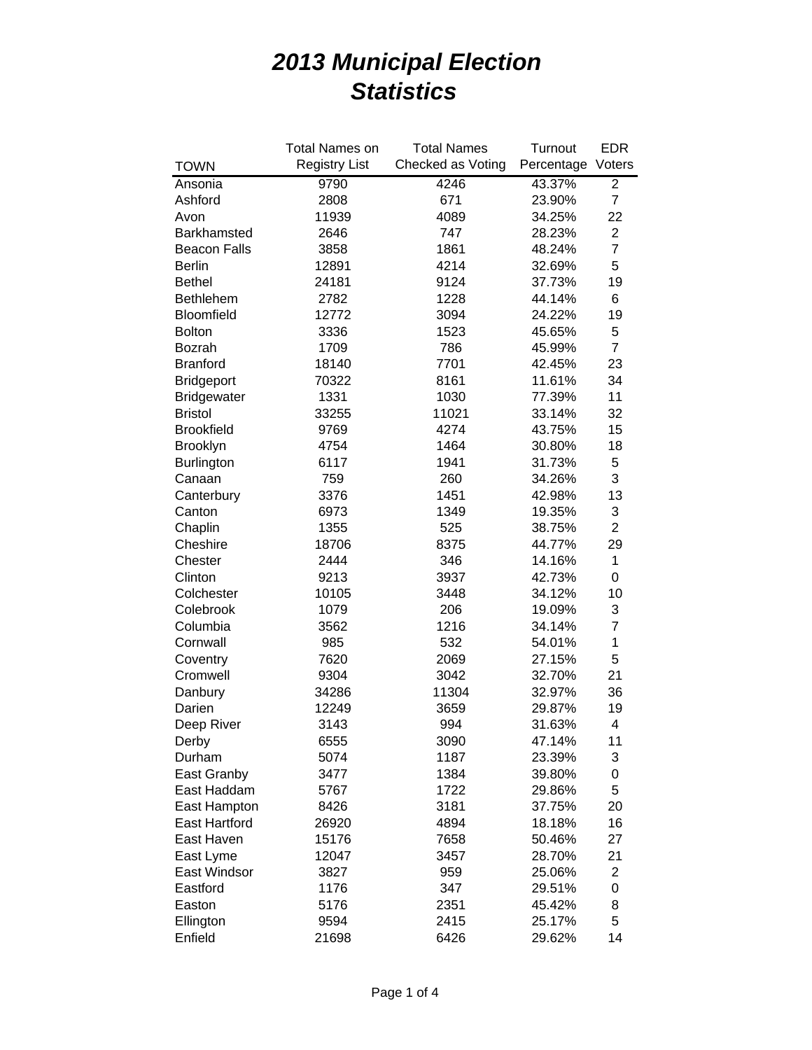# *2013 Municipal Election Statistics*

| TOWN | Total Names on Registry List | Total Names Checked as Voting | Turnout Percentage | EDR Voters |
|---|---|---|---|---|
| Ansonia | 9790 | 4246 | 43.37% | 2 |
| Ashford | 2808 | 671 | 23.90% | 7 |
| Avon | 11939 | 4089 | 34.25% | 22 |
| Barkhamsted | 2646 | 747 | 28.23% | 2 |
| Beacon Falls | 3858 | 1861 | 48.24% | 7 |
| Berlin | 12891 | 4214 | 32.69% | 5 |
| Bethel | 24181 | 9124 | 37.73% | 19 |
| Bethlehem | 2782 | 1228 | 44.14% | 6 |
| Bloomfield | 12772 | 3094 | 24.22% | 19 |
| Bolton | 3336 | 1523 | 45.65% | 5 |
| Bozrah | 1709 | 786 | 45.99% | 7 |
| Branford | 18140 | 7701 | 42.45% | 23 |
| Bridgeport | 70322 | 8161 | 11.61% | 34 |
| Bridgewater | 1331 | 1030 | 77.39% | 11 |
| Bristol | 33255 | 11021 | 33.14% | 32 |
| Brookfield | 9769 | 4274 | 43.75% | 15 |
| Brooklyn | 4754 | 1464 | 30.80% | 18 |
| Burlington | 6117 | 1941 | 31.73% | 5 |
| Canaan | 759 | 260 | 34.26% | 3 |
| Canterbury | 3376 | 1451 | 42.98% | 13 |
| Canton | 6973 | 1349 | 19.35% | 3 |
| Chaplin | 1355 | 525 | 38.75% | 2 |
| Cheshire | 18706 | 8375 | 44.77% | 29 |
| Chester | 2444 | 346 | 14.16% | 1 |
| Clinton | 9213 | 3937 | 42.73% | 0 |
| Colchester | 10105 | 3448 | 34.12% | 10 |
| Colebrook | 1079 | 206 | 19.09% | 3 |
| Columbia | 3562 | 1216 | 34.14% | 7 |
| Cornwall | 985 | 532 | 54.01% | 1 |
| Coventry | 7620 | 2069 | 27.15% | 5 |
| Cromwell | 9304 | 3042 | 32.70% | 21 |
| Danbury | 34286 | 11304 | 32.97% | 36 |
| Darien | 12249 | 3659 | 29.87% | 19 |
| Deep River | 3143 | 994 | 31.63% | 4 |
| Derby | 6555 | 3090 | 47.14% | 11 |
| Durham | 5074 | 1187 | 23.39% | 3 |
| East Granby | 3477 | 1384 | 39.80% | 0 |
| East Haddam | 5767 | 1722 | 29.86% | 5 |
| East Hampton | 8426 | 3181 | 37.75% | 20 |
| East Hartford | 26920 | 4894 | 18.18% | 16 |
| East Haven | 15176 | 7658 | 50.46% | 27 |
| East Lyme | 12047 | 3457 | 28.70% | 21 |
| East Windsor | 3827 | 959 | 25.06% | 2 |
| Eastford | 1176 | 347 | 29.51% | 0 |
| Easton | 5176 | 2351 | 45.42% | 8 |
| Ellington | 9594 | 2415 | 25.17% | 5 |
| Enfield | 21698 | 6426 | 29.62% | 14 |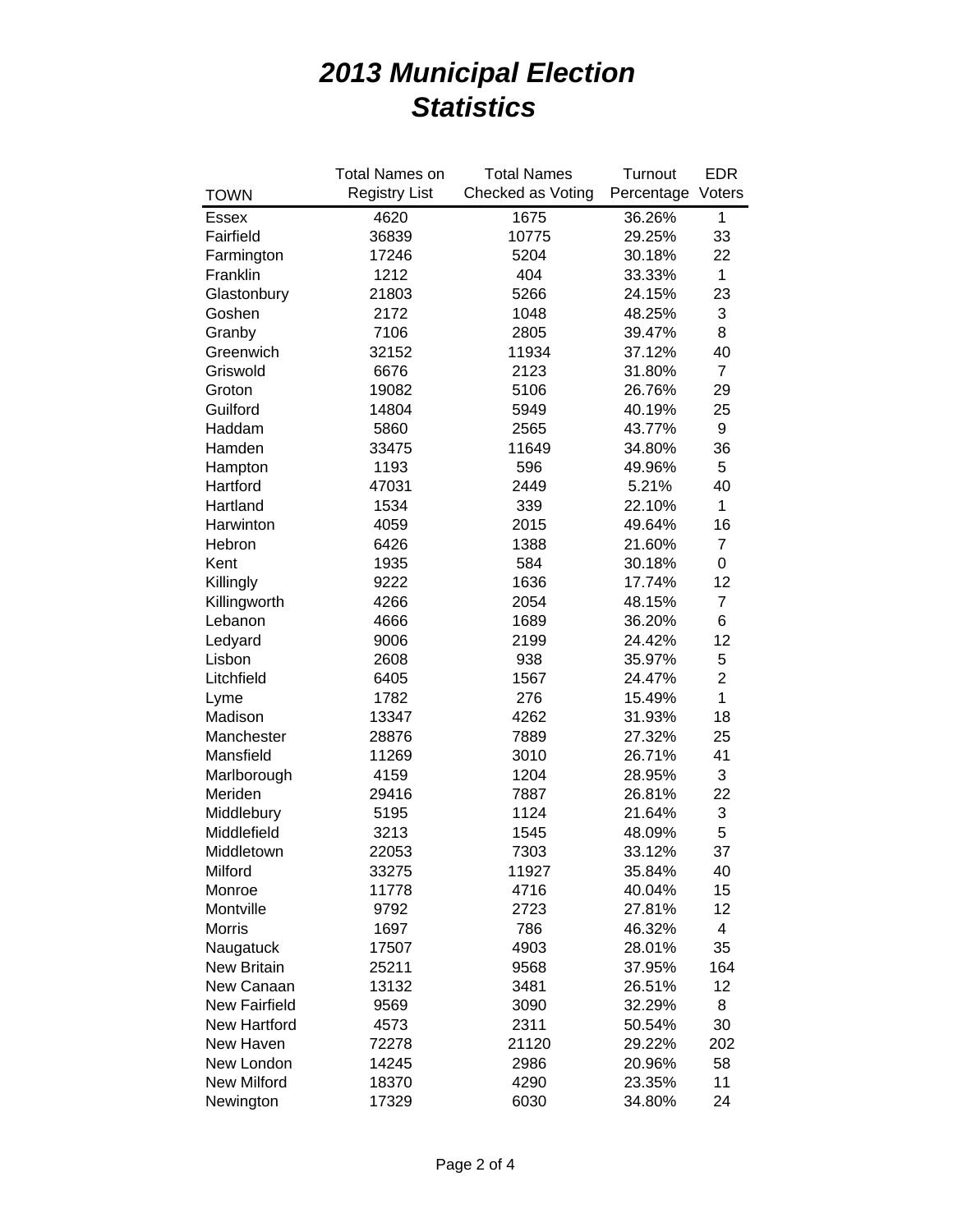# *2013 Municipal Election Statistics*

| TOWN | Total Names on Registry List | Total Names Checked as Voting | Turnout Percentage | EDR Voters |
|---|---|---|---|---|
| Essex | 4620 | 1675 | 36.26% | 1 |
| Fairfield | 36839 | 10775 | 29.25% | 33 |
| Farmington | 17246 | 5204 | 30.18% | 22 |
| Franklin | 1212 | 404 | 33.33% | 1 |
| Glastonbury | 21803 | 5266 | 24.15% | 23 |
| Goshen | 2172 | 1048 | 48.25% | 3 |
| Granby | 7106 | 2805 | 39.47% | 8 |
| Greenwich | 32152 | 11934 | 37.12% | 40 |
| Griswold | 6676 | 2123 | 31.80% | 7 |
| Groton | 19082 | 5106 | 26.76% | 29 |
| Guilford | 14804 | 5949 | 40.19% | 25 |
| Haddam | 5860 | 2565 | 43.77% | 9 |
| Hamden | 33475 | 11649 | 34.80% | 36 |
| Hampton | 1193 | 596 | 49.96% | 5 |
| Hartford | 47031 | 2449 | 5.21% | 40 |
| Hartland | 1534 | 339 | 22.10% | 1 |
| Harwinton | 4059 | 2015 | 49.64% | 16 |
| Hebron | 6426 | 1388 | 21.60% | 7 |
| Kent | 1935 | 584 | 30.18% | 0 |
| Killingly | 9222 | 1636 | 17.74% | 12 |
| Killingworth | 4266 | 2054 | 48.15% | 7 |
| Lebanon | 4666 | 1689 | 36.20% | 6 |
| Ledyard | 9006 | 2199 | 24.42% | 12 |
| Lisbon | 2608 | 938 | 35.97% | 5 |
| Litchfield | 6405 | 1567 | 24.47% | 2 |
| Lyme | 1782 | 276 | 15.49% | 1 |
| Madison | 13347 | 4262 | 31.93% | 18 |
| Manchester | 28876 | 7889 | 27.32% | 25 |
| Mansfield | 11269 | 3010 | 26.71% | 41 |
| Marlborough | 4159 | 1204 | 28.95% | 3 |
| Meriden | 29416 | 7887 | 26.81% | 22 |
| Middlebury | 5195 | 1124 | 21.64% | 3 |
| Middlefield | 3213 | 1545 | 48.09% | 5 |
| Middletown | 22053 | 7303 | 33.12% | 37 |
| Milford | 33275 | 11927 | 35.84% | 40 |
| Monroe | 11778 | 4716 | 40.04% | 15 |
| Montville | 9792 | 2723 | 27.81% | 12 |
| Morris | 1697 | 786 | 46.32% | 4 |
| Naugatuck | 17507 | 4903 | 28.01% | 35 |
| New Britain | 25211 | 9568 | 37.95% | 164 |
| New Canaan | 13132 | 3481 | 26.51% | 12 |
| New Fairfield | 9569 | 3090 | 32.29% | 8 |
| New Hartford | 4573 | 2311 | 50.54% | 30 |
| New Haven | 72278 | 21120 | 29.22% | 202 |
| New London | 14245 | 2986 | 20.96% | 58 |
| New Milford | 18370 | 4290 | 23.35% | 11 |
| Newington | 17329 | 6030 | 34.80% | 24 |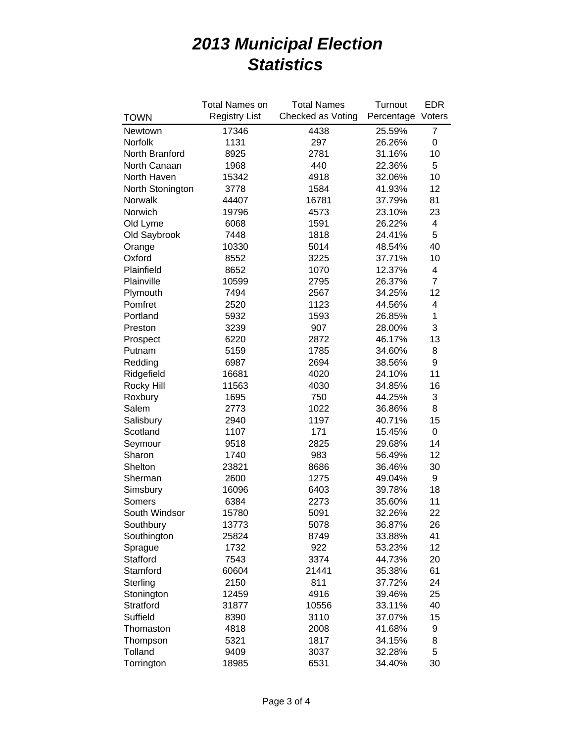# *2013 Municipal Election Statistics*

| TOWN | Total Names on Registry List | Total Names Checked as Voting | Turnout Percentage | EDR Voters |
|---|---|---|---|---|
| Newtown | 17346 | 4438 | 25.59% | 7 |
| Norfolk | 1131 | 297 | 26.26% | 0 |
| North Branford | 8925 | 2781 | 31.16% | 10 |
| North Canaan | 1968 | 440 | 22.36% | 5 |
| North Haven | 15342 | 4918 | 32.06% | 10 |
| North Stonington | 3778 | 1584 | 41.93% | 12 |
| Norwalk | 44407 | 16781 | 37.79% | 81 |
| Norwich | 19796 | 4573 | 23.10% | 23 |
| Old Lyme | 6068 | 1591 | 26.22% | 4 |
| Old Saybrook | 7448 | 1818 | 24.41% | 5 |
| Orange | 10330 | 5014 | 48.54% | 40 |
| Oxford | 8552 | 3225 | 37.71% | 10 |
| Plainfield | 8652 | 1070 | 12.37% | 4 |
| Plainville | 10599 | 2795 | 26.37% | 7 |
| Plymouth | 7494 | 2567 | 34.25% | 12 |
| Pomfret | 2520 | 1123 | 44.56% | 4 |
| Portland | 5932 | 1593 | 26.85% | 1 |
| Preston | 3239 | 907 | 28.00% | 3 |
| Prospect | 6220 | 2872 | 46.17% | 13 |
| Putnam | 5159 | 1785 | 34.60% | 8 |
| Redding | 6987 | 2694 | 38.56% | 9 |
| Ridgefield | 16681 | 4020 | 24.10% | 11 |
| Rocky Hill | 11563 | 4030 | 34.85% | 16 |
| Roxbury | 1695 | 750 | 44.25% | 3 |
| Salem | 2773 | 1022 | 36.86% | 8 |
| Salisbury | 2940 | 1197 | 40.71% | 15 |
| Scotland | 1107 | 171 | 15.45% | 0 |
| Seymour | 9518 | 2825 | 29.68% | 14 |
| Sharon | 1740 | 983 | 56.49% | 12 |
| Shelton | 23821 | 8686 | 36.46% | 30 |
| Sherman | 2600 | 1275 | 49.04% | 9 |
| Simsbury | 16096 | 6403 | 39.78% | 18 |
| Somers | 6384 | 2273 | 35.60% | 11 |
| South Windsor | 15780 | 5091 | 32.26% | 22 |
| Southbury | 13773 | 5078 | 36.87% | 26 |
| Southington | 25824 | 8749 | 33.88% | 41 |
| Sprague | 1732 | 922 | 53.23% | 12 |
| Stafford | 7543 | 3374 | 44.73% | 20 |
| Stamford | 60604 | 21441 | 35.38% | 61 |
| Sterling | 2150 | 811 | 37.72% | 24 |
| Stonington | 12459 | 4916 | 39.46% | 25 |
| Stratford | 31877 | 10556 | 33.11% | 40 |
| Suffield | 8390 | 3110 | 37.07% | 15 |
| Thomaston | 4818 | 2008 | 41.68% | 9 |
| Thompson | 5321 | 1817 | 34.15% | 8 |
| Tolland | 9409 | 3037 | 32.28% | 5 |
| Torrington | 18985 | 6531 | 34.40% | 30 |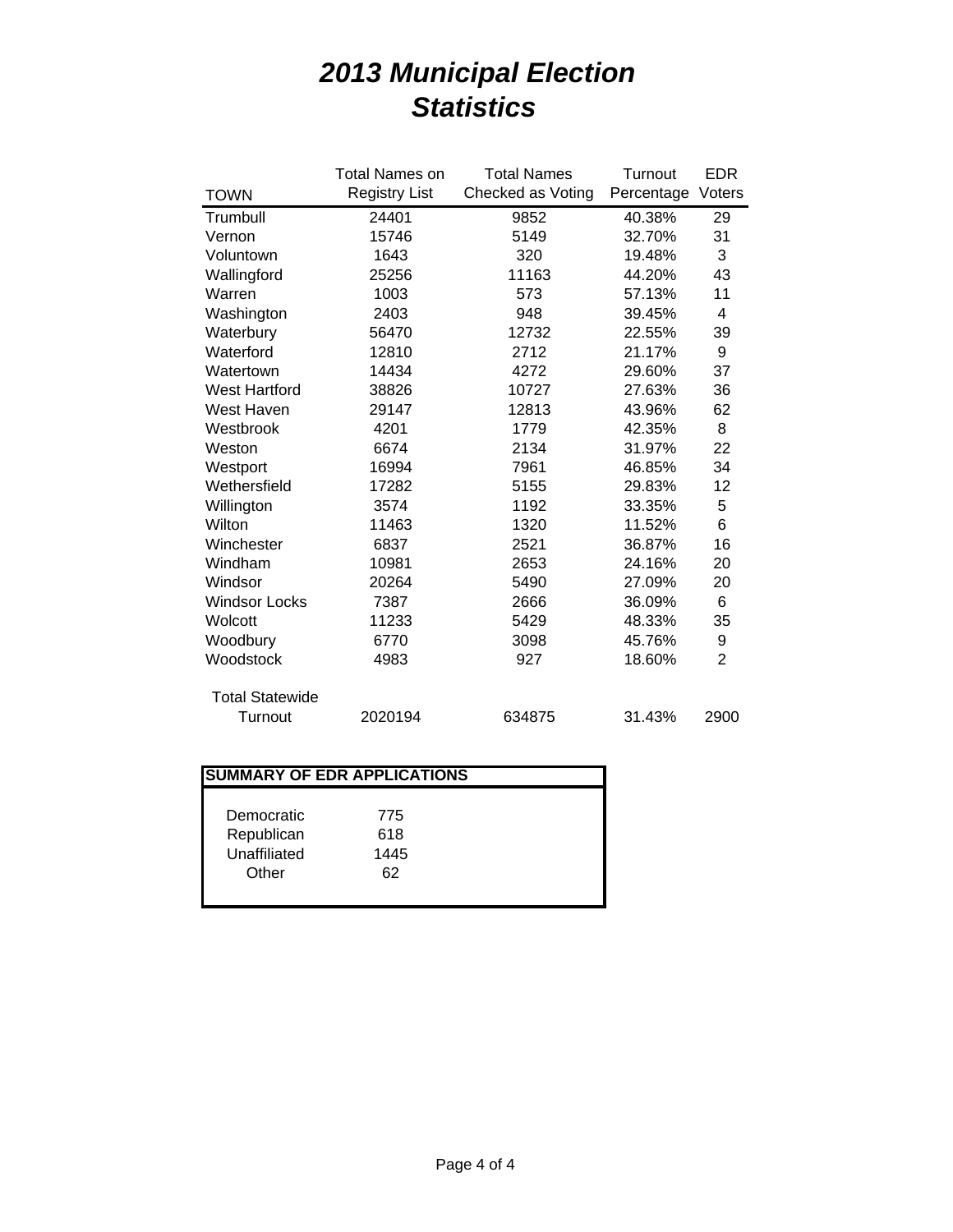# *2013 Municipal Election Statistics*

| TOWN | Total Names on Registry List | Total Names Checked as Voting | Turnout Percentage | EDR Voters |
|---|---|---|---|---|
| Trumbull | 24401 | 9852 | 40.38% | 29 |
| Vernon | 15746 | 5149 | 32.70% | 31 |
| Voluntown | 1643 | 320 | 19.48% | 3 |
| Wallingford | 25256 | 11163 | 44.20% | 43 |
| Warren | 1003 | 573 | 57.13% | 11 |
| Washington | 2403 | 948 | 39.45% | 4 |
| Waterbury | 56470 | 12732 | 22.55% | 39 |
| Waterford | 12810 | 2712 | 21.17% | 9 |
| Watertown | 14434 | 4272 | 29.60% | 37 |
| West Hartford | 38826 | 10727 | 27.63% | 36 |
| West Haven | 29147 | 12813 | 43.96% | 62 |
| Westbrook | 4201 | 1779 | 42.35% | 8 |
| Weston | 6674 | 2134 | 31.97% | 22 |
| Westport | 16994 | 7961 | 46.85% | 34 |
| Wethersfield | 17282 | 5155 | 29.83% | 12 |
| Willington | 3574 | 1192 | 33.35% | 5 |
| Wilton | 11463 | 1320 | 11.52% | 6 |
| Winchester | 6837 | 2521 | 36.87% | 16 |
| Windham | 10981 | 2653 | 24.16% | 20 |
| Windsor | 20264 | 5490 | 27.09% | 20 |
| Windsor Locks | 7387 | 2666 | 36.09% | 6 |
| Wolcott | 11233 | 5429 | 48.33% | 35 |
| Woodbury | 6770 | 3098 | 45.76% | 9 |
| Woodstock | 4983 | 927 | 18.60% | 2 |
| Total Statewide Turnout | 2020194 | 634875 | 31.43% | 2900 |

| SUMMARY OF EDR APPLICATIONS | |
|---|---|
| Democratic | 775 |
| Republican | 618 |
| Unaffiliated | 1445 |
| Other | 62 |